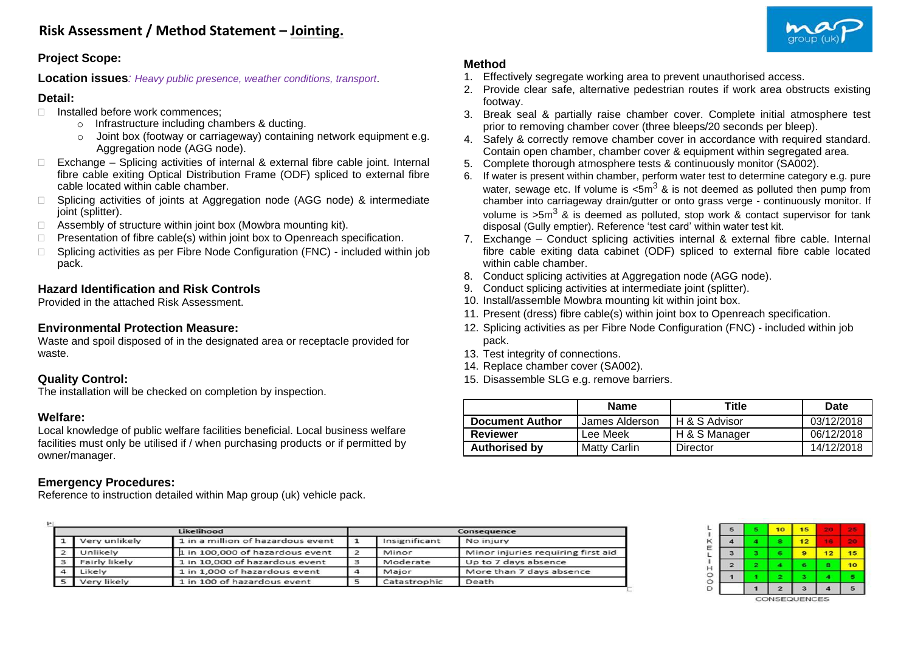# Risk Assessment / Method Statement – **Jointing.**

### Project Scope:

**Location issues***: Heavy public presence, weather conditions, transport*.

### Detail:

- Installed before work commences;
  - Infrastructure including chambers & ducting.
  - Joint box (footway or carriageway) containing network equipment e.g. Aggregation node (AGG node).
- Exchange – Splicing activities of internal & external fibre cable joint. Internal fibre cable exiting Optical Distribution Frame (ODF) spliced to external fibre cable located within cable chamber.
- Splicing activities of joints at Aggregation node (AGG node) & intermediate joint (splitter).
- Assembly of structure within joint box (Mowbra mounting kit).
- Presentation of fibre cable(s) within joint box to Openreach specification.
- Splicing activities as per Fibre Node Configuration (FNC) - included within job pack.

### Hazard Identification and Risk Controls

Provided in the attached Risk Assessment.

### Environmental Protection Measure:

Waste and spoil disposed of in the designated area or receptacle provided for waste.

### Quality Control:

The installation will be checked on completion by inspection.

### Welfare:

Local knowledge of public welfare facilities beneficial. Local business welfare facilities must only be utilised if / when purchasing products or if permitted by owner/manager.

### Emergency Procedures:

Reference to instruction detailed within Map group (uk) vehicle pack.

### Method

1. Effectively segregate working area to prevent unauthorised access.
2. Provide clear safe, alternative pedestrian routes if work area obstructs existing footway.
3. Break seal & partially raise chamber cover. Complete initial atmosphere test prior to removing chamber cover (three bleeps/20 seconds per bleep).
4. Safely & correctly remove chamber cover in accordance with required standard. Contain open chamber, chamber cover & equipment within segregated area.
5. Complete thorough atmosphere tests & continuously monitor (SA002).
6. If water is present within chamber, perform water test to determine category e.g. pure water, sewage etc. If volume is <5m$^3$ & is not deemed as polluted then pump from chamber into carriageway drain/gutter or onto grass verge - continuously monitor. If volume is >5m$^3$ & is deemed as polluted, stop work & contact supervisor for tank disposal (Gully emptier). Reference 'test card' within water test kit.
7. Exchange – Conduct splicing activities internal & external fibre cable. Internal fibre cable exiting data cabinet (ODF) spliced to external fibre cable located within cable chamber.
8. Conduct splicing activities at Aggregation node (AGG node).
9. Conduct splicing activities at intermediate joint (splitter).
10. Install/assemble Mowbra mounting kit within joint box.
11. Present (dress) fibre cable(s) within joint box to Openreach specification.
12. Splicing activities as per Fibre Node Configuration (FNC) - included within job pack.
13. Test integrity of connections.
14. Replace chamber cover (SA002).
15. Disassemble SLG e.g. remove barriers.

| | Name | Title | Date |
|---|---|---|---|
| **Document Author** | James Alderson | H & S Advisor | 03/12/2018 |
| **Reviewer** | Lee Meek | H & S Manager | 06/12/2018 |
| **Authorised by** | Matty Carlin | Director | 14/12/2018 |

| Likelihood | | | Consequence | | |
|---|---|---|---|---|---|
| 1 | Very unlikely | 1 in a million of hazardous event | 1 | Insignificant | No injury |
| 2 | Unlikely | 1 in 100,000 of hazardous event | 2 | Minor | Minor injuries requiring first aid |
| 3 | Fairly likely | 1 in 10,000 of hazardous event | 3 | Moderate | Up to 7 days absence |
| 4 | Likely | 1 in 1,000 of hazardous event | 4 | Major | More than 7 days absence |
| 5 | Very likely | 1 in 100 of hazardous event | 5 | Catastrophic | Death |

| LIKELIHOOD | | | | | |
|---|---|---|---|---|---|
| 5 | 5 | 10 | 15 | 20 | 25 |
| 4 | 4 | 8 | 12 | 16 | 20 |
| 3 | 3 | 6 | 9 | 12 | 15 |
| 2 | 2 | 4 | 6 | 8 | 10 |
| 1 | 1 | 2 | 3 | 4 | 5 |
| | 1 | 2 | 3 | 4 | 5 |
| | CONSEQUENCES | | | | |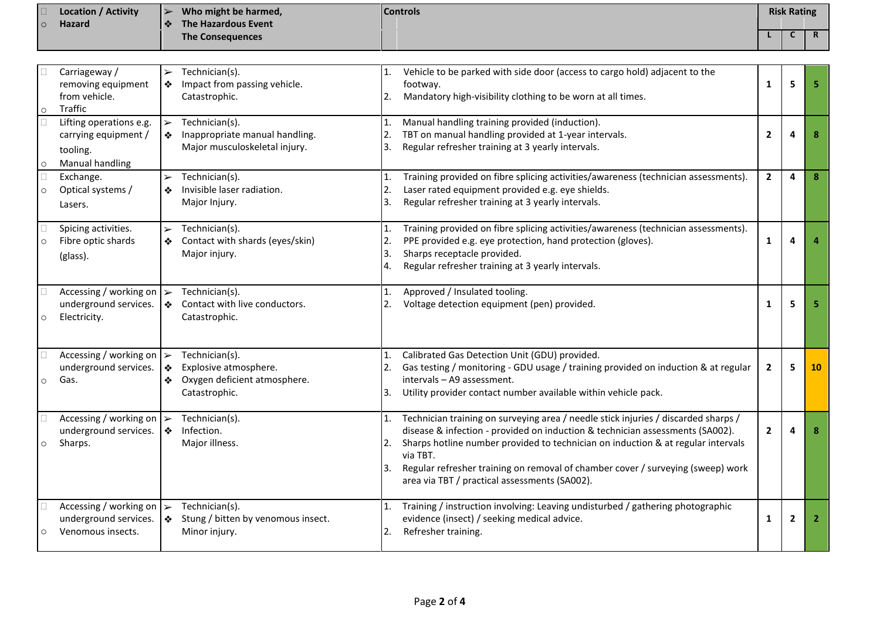| Location / Activity<br>Hazard | Who might be harmed,<br>The Hazardous Event<br>The Consequences | Controls | Risk Rating | | |
|---|---|---|---|---|---|
| | | | L | C | R |
| Carriageway / removing equipment from vehicle.<br>Traffic | Technician(s).<br>Impact from passing vehicle.<br>Catastrophic. | 1. Vehicle to be parked with side door (access to cargo hold) adjacent to the footway.<br>2. Mandatory high-visibility clothing to be worn at all times. | 1 | 5 | 5 |
| Lifting operations e.g. carrying equipment / tooling.<br>Manual handling | Technician(s).<br>Inappropriate manual handling.<br>Major musculoskeletal injury. | 1. Manual handling training provided (induction).<br>2. TBT on manual handling provided at 1-year intervals.<br>3. Regular refresher training at 3 yearly intervals. | 2 | 4 | 8 |
| Exchange.<br>Optical systems / Lasers. | Technician(s).<br>Invisible laser radiation.<br>Major Injury. | 1. Training provided on fibre splicing activities/awareness (technician assessments).<br>2. Laser rated equipment provided e.g. eye shields.<br>3. Regular refresher training at 3 yearly intervals. | 2 | 4 | 8 |
| Spicing activities.<br>Fibre optic shards (glass). | Technician(s).<br>Contact with shards (eyes/skin)<br>Major injury. | 1. Training provided on fibre splicing activities/awareness (technician assessments).<br>2. PPE provided e.g. eye protection, hand protection (gloves).<br>3. Sharps receptacle provided.<br>4. Regular refresher training at 3 yearly intervals. | 1 | 4 | 4 |
| Accessing / working on underground services.<br>Electricity. | Technician(s).<br>Contact with live conductors.<br>Catastrophic. | 1. Approved / Insulated tooling.<br>2. Voltage detection equipment (pen) provided. | 1 | 5 | 5 |
| Accessing / working on underground services.<br>Gas. | Technician(s).<br>Explosive atmosphere.<br>Oxygen deficient atmosphere.<br>Catastrophic. | 1. Calibrated Gas Detection Unit (GDU) provided.<br>2. Gas testing / monitoring - GDU usage / training provided on induction & at regular intervals – A9 assessment.<br>3. Utility provider contact number available within vehicle pack. | 2 | 5 | 10 |
| Accessing / working on underground services.<br>Sharps. | Technician(s).<br>Infection.<br>Major illness. | 1. Technician training on surveying area / needle stick injuries / discarded sharps / disease & infection - provided on induction & technician assessments (SA002).<br>2. Sharps hotline number provided to technician on induction & at regular intervals via TBT.<br>3. Regular refresher training on removal of chamber cover / surveying (sweep) work area via TBT / practical assessments (SA002). | 2 | 4 | 8 |
| Accessing / working on underground services.<br>Venomous insects. | Technician(s).<br>Stung / bitten by venomous insect.<br>Minor injury. | 1. Training / instruction involving: Leaving undisturbed / gathering photographic evidence (insect) / seeking medical advice.<br>2. Refresher training. | 1 | 2 | 2 |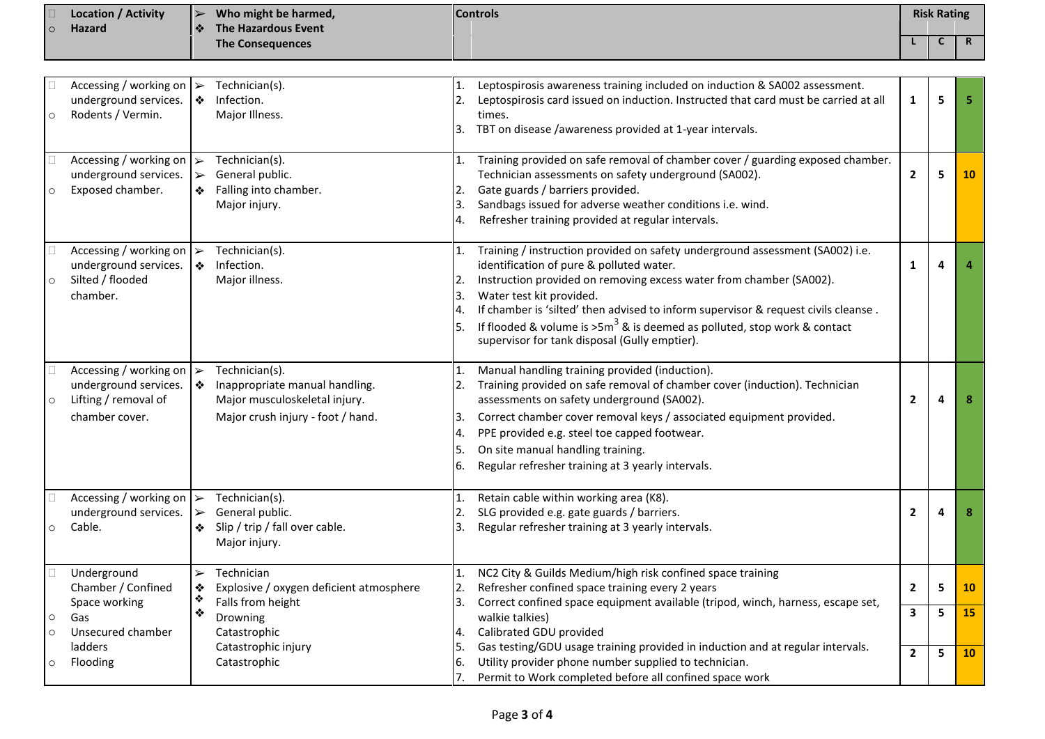| Location / Activity<br>Hazard | Who might be harmed,<br>The Hazardous Event<br>The Consequences | Controls | Risk Rating | | |
|---|---|---|---|---|---|
| | | | L | C | R |
| Accessing / working on underground services.<br>Rodents / Vermin. | Technician(s).<br>Infection.<br>Major Illness. | 1. Leptospirosis awareness training included on induction & SA002 assessment.<br>2. Leptospirosis card issued on induction. Instructed that card must be carried at all times.<br>3. TBT on disease /awareness provided at 1-year intervals. | 1 | 5 | 5 |
| Accessing / working on underground services.<br>Exposed chamber. | Technician(s).<br>General public.<br>Falling into chamber.<br>Major injury. | 1. Training provided on safe removal of chamber cover / guarding exposed chamber. Technician assessments on safety underground (SA002).<br>2. Gate guards / barriers provided.<br>3. Sandbags issued for adverse weather conditions i.e. wind.<br>4. Refresher training provided at regular intervals. | 2 | 5 | 10 |
| Accessing / working on underground services.<br>Silted / flooded chamber. | Technician(s).<br>Infection.<br>Major illness. | 1. Training / instruction provided on safety underground assessment (SA002) i.e. identification of pure & polluted water.<br>2. Instruction provided on removing excess water from chamber (SA002).<br>3. Water test kit provided.<br>4. If chamber is 'silted' then advised to inform supervisor & request civils cleanse .<br>5. If flooded & volume is >5m$^3$ & is deemed as polluted, stop work & contact supervisor for tank disposal (Gully emptier). | 1 | 4 | 4 |
| Accessing / working on underground services.<br>Lifting / removal of chamber cover. | Technician(s).<br>Inappropriate manual handling.<br>Major musculoskeletal injury.<br>Major crush injury - foot / hand. | 1. Manual handling training provided (induction).<br>2. Training provided on safe removal of chamber cover (induction). Technician assessments on safety underground (SA002).<br>3. Correct chamber cover removal keys / associated equipment provided.<br>4. PPE provided e.g. steel toe capped footwear.<br>5. On site manual handling training.<br>6. Regular refresher training at 3 yearly intervals. | 2 | 4 | 8 |
| Accessing / working on underground services.<br>Cable. | Technician(s).<br>General public.<br>Slip / trip / fall over cable.<br>Major injury. | 1. Retain cable within working area (K8).<br>2. SLG provided e.g. gate guards / barriers.<br>3. Regular refresher training at 3 yearly intervals. | 2 | 4 | 8 |
| Underground Chamber / Confined Space working<br>Gas<br>Unsecured chamber ladders<br>Flooding | Technician<br>Explosive / oxygen deficient atmosphere<br>Falls from height<br>Drowning<br>Catastrophic<br>Catastrophic injury<br>Catastrophic | 1. NC2 City & Guilds Medium/high risk confined space training<br>2. Refresher confined space training every 2 years<br>3. Correct confined space equipment available (tripod, winch, harness, escape set, walkie talkies)<br>4. Calibrated GDU provided<br>5. Gas testing/GDU usage training provided in induction and at regular intervals.<br>6. Utility provider phone number supplied to technician.<br>7. Permit to Work completed before all confined space work | 2<br>3<br>2 | 5<br>5<br>5 | 10<br>15<br>10 |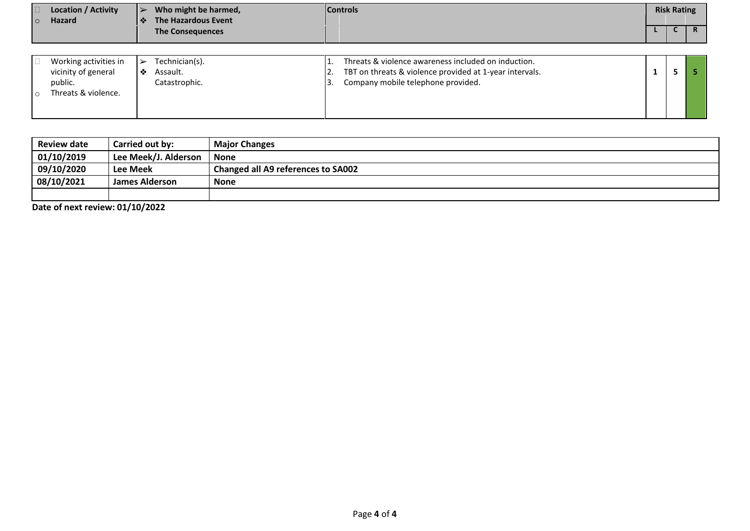| Location / Activity<br>Hazard | Who might be harmed,<br>The Hazardous Event<br>The Consequences | Controls | Risk Rating | | |
|---|---|---|---|---|---|
| | | | L | C | R |
| Working activities in vicinity of general public.<br>Threats & violence. | Technician(s).<br>Assault.<br>Catastrophic. | 1. Threats & violence awareness included on induction.<br>2. TBT on threats & violence provided at 1-year intervals.<br>3. Company mobile telephone provided. | 1 | 5 | 5 |

| Review date | Carried out by: | Major Changes |
|---|---|---|
| 01/10/2019 | Lee Meek/J. Alderson | None |
| 09/10/2020 | Lee Meek | Changed all A9 references to SA002 |
| 08/10/2021 | James Alderson | None |
| | | |

**Date of next review: 01/10/2022**